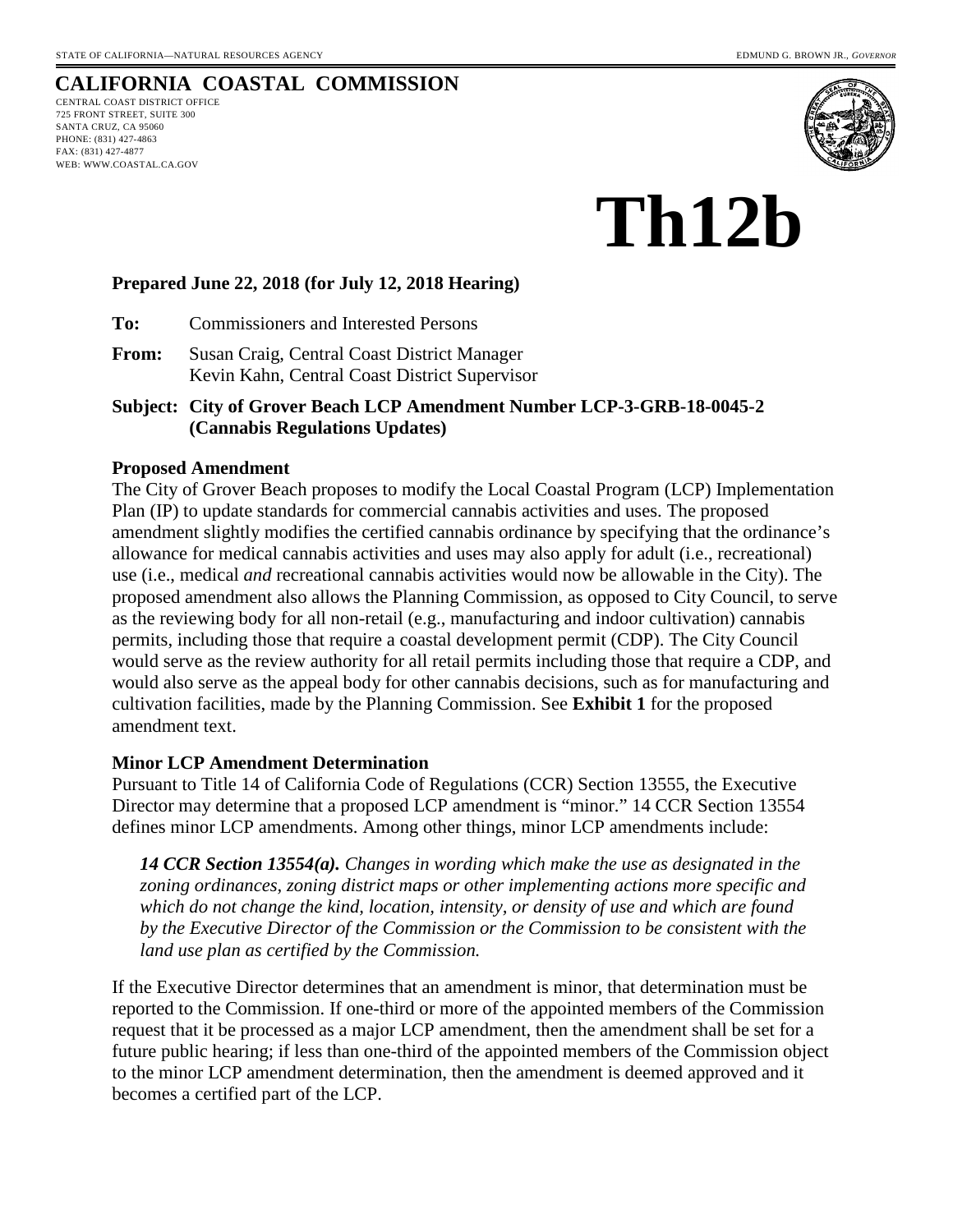STATE OF CALIFORNIA—NATURAL RESOURCES AGENCY EDMUND G. BROWN JR., *GOVERNOR*

**CALIFORNIA COASTAL COMMISSION**
CENTRAL COAST DISTRICT OFFICE
725 FRONT STREET, SUITE 300
SANTA CRUZ, CA 95060
PHONE: (831) 427-4863
FAX: (831) 427-4877
WEB: WWW.COASTAL.CA.GOV

# Th12b

**Prepared June 22, 2018 (for July 12, 2018 Hearing)**

**To:** Commissioners and Interested Persons

**From:** Susan Craig, Central Coast District Manager
Kevin Kahn, Central Coast District Supervisor

**Subject: City of Grover Beach LCP Amendment Number LCP-3-GRB-18-0045-2 (Cannabis Regulations Updates)**

## Proposed Amendment

The City of Grover Beach proposes to modify the Local Coastal Program (LCP) Implementation Plan (IP) to update standards for commercial cannabis activities and uses. The proposed amendment slightly modifies the certified cannabis ordinance by specifying that the ordinance's allowance for medical cannabis activities and uses may also apply for adult (i.e., recreational) use (i.e., medical *and* recreational cannabis activities would now be allowable in the City). The proposed amendment also allows the Planning Commission, as opposed to City Council, to serve as the reviewing body for all non-retail (e.g., manufacturing and indoor cultivation) cannabis permits, including those that require a coastal development permit (CDP). The City Council would serve as the review authority for all retail permits including those that require a CDP, and would also serve as the appeal body for other cannabis decisions, such as for manufacturing and cultivation facilities, made by the Planning Commission. See **Exhibit 1** for the proposed amendment text.

## Minor LCP Amendment Determination

Pursuant to Title 14 of California Code of Regulations (CCR) Section 13555, the Executive Director may determine that a proposed LCP amendment is "minor." 14 CCR Section 13554 defines minor LCP amendments. Among other things, minor LCP amendments include:

> ***14 CCR Section 13554(a).*** *Changes in wording which make the use as designated in the zoning ordinances, zoning district maps or other implementing actions more specific and which do not change the kind, location, intensity, or density of use and which are found by the Executive Director of the Commission or the Commission to be consistent with the land use plan as certified by the Commission.*

If the Executive Director determines that an amendment is minor, that determination must be reported to the Commission. If one-third or more of the appointed members of the Commission request that it be processed as a major LCP amendment, then the amendment shall be set for a future public hearing; if less than one-third of the appointed members of the Commission object to the minor LCP amendment determination, then the amendment is deemed approved and it becomes a certified part of the LCP.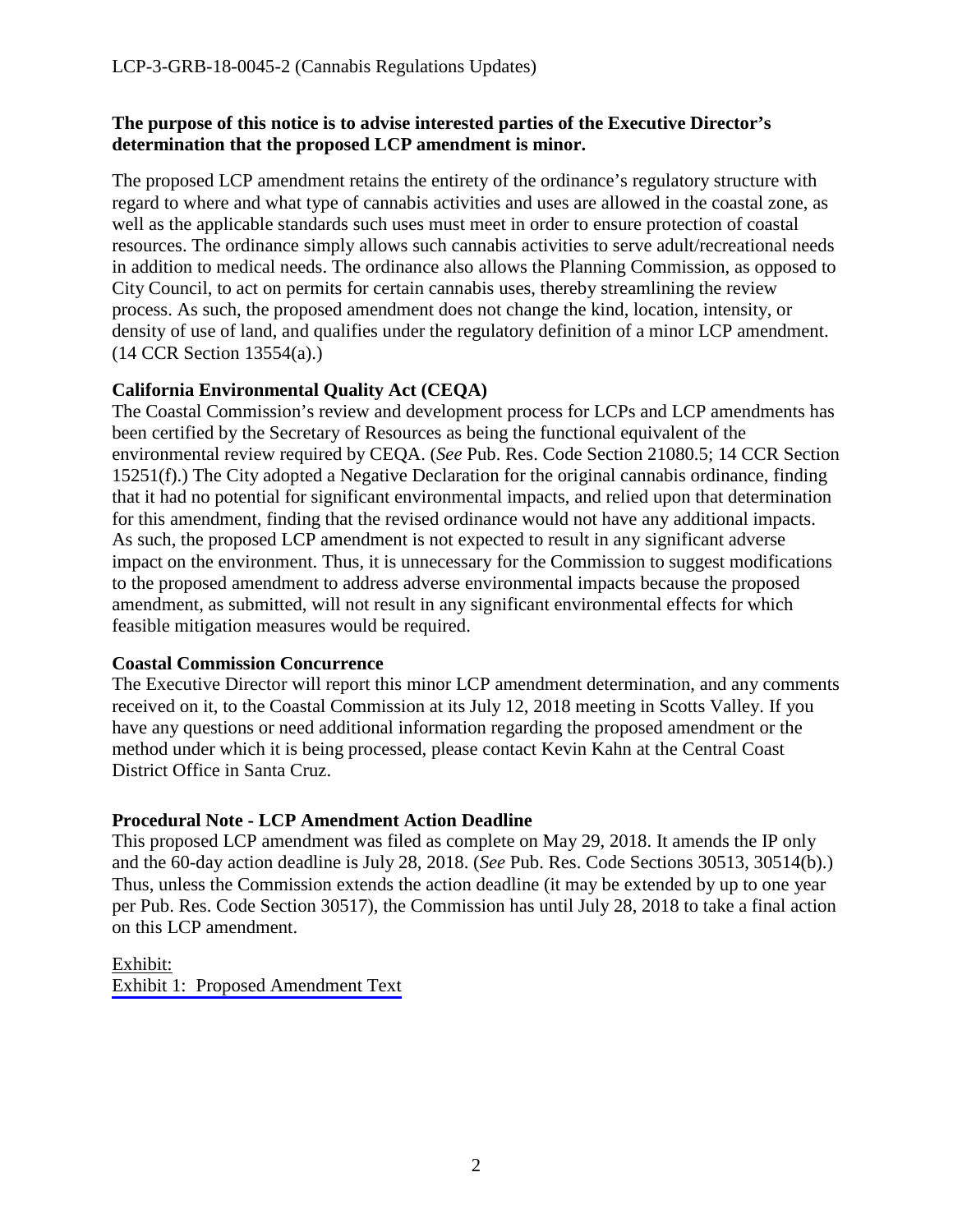**The purpose of this notice is to advise interested parties of the Executive Director's determination that the proposed LCP amendment is minor.**

The proposed LCP amendment retains the entirety of the ordinance's regulatory structure with regard to where and what type of cannabis activities and uses are allowed in the coastal zone, as well as the applicable standards such uses must meet in order to ensure protection of coastal resources. The ordinance simply allows such cannabis activities to serve adult/recreational needs in addition to medical needs. The ordinance also allows the Planning Commission, as opposed to City Council, to act on permits for certain cannabis uses, thereby streamlining the review process. As such, the proposed amendment does not change the kind, location, intensity, or density of use of land, and qualifies under the regulatory definition of a minor LCP amendment. (14 CCR Section 13554(a).)

**California Environmental Quality Act (CEQA)**

The Coastal Commission's review and development process for LCPs and LCP amendments has been certified by the Secretary of Resources as being the functional equivalent of the environmental review required by CEQA. (*See* Pub. Res. Code Section 21080.5; 14 CCR Section 15251(f).) The City adopted a Negative Declaration for the original cannabis ordinance, finding that it had no potential for significant environmental impacts, and relied upon that determination for this amendment, finding that the revised ordinance would not have any additional impacts. As such, the proposed LCP amendment is not expected to result in any significant adverse impact on the environment. Thus, it is unnecessary for the Commission to suggest modifications to the proposed amendment to address adverse environmental impacts because the proposed amendment, as submitted, will not result in any significant environmental effects for which feasible mitigation measures would be required.

**Coastal Commission Concurrence**

The Executive Director will report this minor LCP amendment determination, and any comments received on it, to the Coastal Commission at its July 12, 2018 meeting in Scotts Valley. If you have any questions or need additional information regarding the proposed amendment or the method under which it is being processed, please contact Kevin Kahn at the Central Coast District Office in Santa Cruz.

**Procedural Note - LCP Amendment Action Deadline**

This proposed LCP amendment was filed as complete on May 29, 2018. It amends the IP only and the 60-day action deadline is July 28, 2018. (*See* Pub. Res. Code Sections 30513, 30514(b).) Thus, unless the Commission extends the action deadline (it may be extended by up to one year per Pub. Res. Code Section 30517), the Commission has until July 28, 2018 to take a final action on this LCP amendment.

Exhibit:
Exhibit 1: Proposed Amendment Text